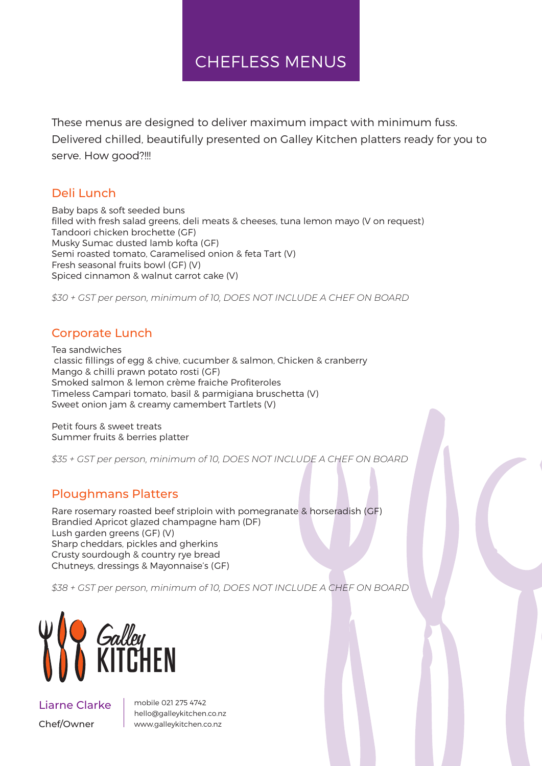# CHEFLESS MENUS

These menus are designed to deliver maximum impact with minimum fuss. Delivered chilled, beautifully presented on Galley Kitchen platters ready for you to serve. How good?!!!

## Deli Lunch

Baby baps & soft seeded buns
filled with fresh salad greens, deli meats & cheeses, tuna lemon mayo (V on request)
Tandoori chicken brochette (GF)
Musky Sumac dusted lamb kofta (GF)
Semi roasted tomato, Caramelised onion & feta Tart (V)
Fresh seasonal fruits bowl (GF) (V)
Spiced cinnamon & walnut carrot cake (V)

*$30 + GST per person, minimum of 10, DOES NOT INCLUDE A CHEF ON BOARD*

## Corporate Lunch

Tea sandwiches
classic fillings of egg & chive, cucumber & salmon, Chicken & cranberry
Mango & chilli prawn potato rosti (GF)
Smoked salmon & lemon crème fraiche Profiteroles
Timeless Campari tomato, basil & parmigiana bruschetta (V)
Sweet onion jam & creamy camembert Tartlets (V)

Petit fours & sweet treats
Summer fruits & berries platter

*$35 + GST per person, minimum of 10, DOES NOT INCLUDE A CHEF ON BOARD*

## Ploughmans Platters

Rare rosemary roasted beef striploin with pomegranate & horseradish (GF)
Brandied Apricot glazed champagne ham (DF)
Lush garden greens (GF) (V)
Sharp cheddars, pickles and gherkins
Crusty sourdough & country rye bread
Chutneys, dressings & Mayonnaise's (GF)

*$38 + GST per person, minimum of 10, DOES NOT INCLUDE A CHEF ON BOARD*

Galley KITCHEN

Liarne Clarke
Chef/Owner

mobile 021 275 4742
hello@galleykitchen.co.nz
www.galleykitchen.co.nz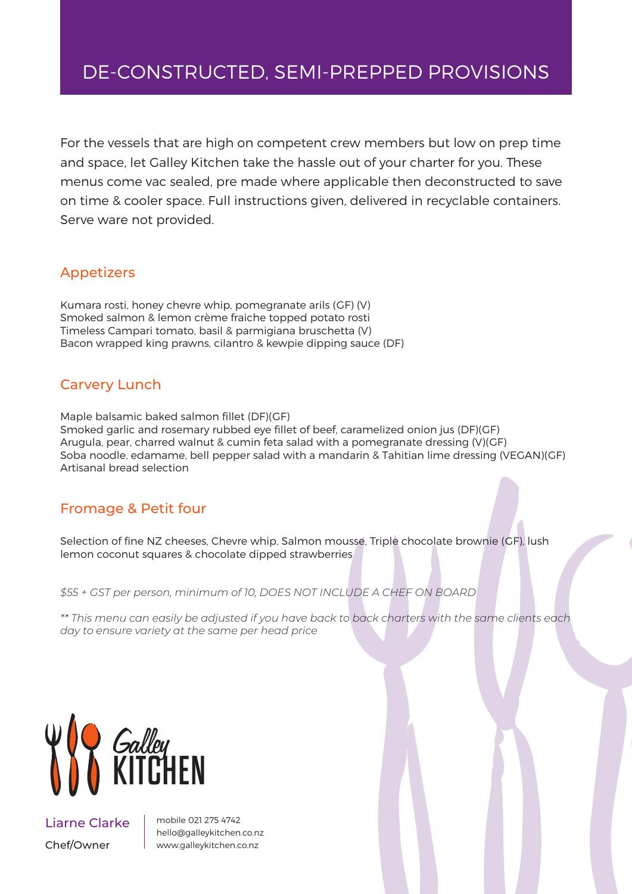# DE-CONSTRUCTED, SEMI-PREPPED PROVISIONS

For the vessels that are high on competent crew members but low on prep time and space, let Galley Kitchen take the hassle out of your charter for you. These menus come vac sealed, pre made where applicable then deconstructed to save on time & cooler space. Full instructions given, delivered in recyclable containers. Serve ware not provided.

## Appetizers

Kumara rosti, honey chevre whip, pomegranate arils (GF) (V)
Smoked salmon & lemon crème fraiche topped potato rosti
Timeless Campari tomato, basil & parmigiana bruschetta (V)
Bacon wrapped king prawns, cilantro & kewpie dipping sauce (DF)

## Carvery Lunch

Maple balsamic baked salmon fillet (DF)(GF)
Smoked garlic and rosemary rubbed eye fillet of beef, caramelized onion jus (DF)(GF)
Arugula, pear, charred walnut & cumin feta salad with a pomegranate dressing (V)(GF)
Soba noodle, edamame, bell pepper salad with a mandarin & Tahitian lime dressing (VEGAN)(GF)
Artisanal bread selection

## Fromage & Petit four

Selection of fine NZ cheeses, Chevre whip, Salmon mousse, Triple chocolate brownie (GF), lush lemon coconut squares & chocolate dipped strawberries

*$55 + GST per person, minimum of 10, DOES NOT INCLUDE A CHEF ON BOARD*

*** This menu can easily be adjusted if you have back to back charters with the same clients each day to ensure variety at the same per head price*

Galley KITCHEN

Liarne Clarke
Chef/Owner

mobile 021 275 4742
hello@galleykitchen.co.nz
www.galleykitchen.co.nz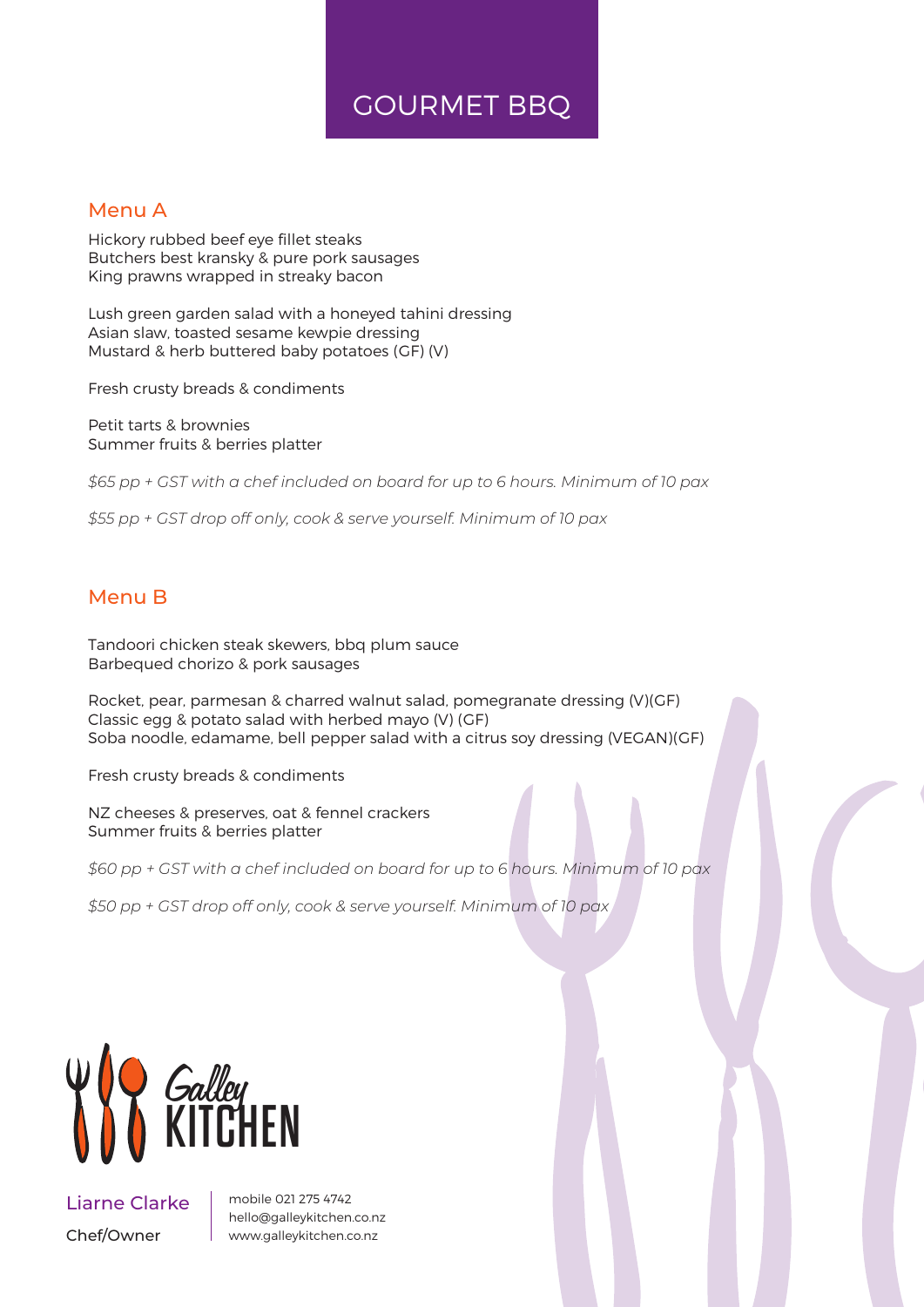# GOURMET BBQ

## Menu A

Hickory rubbed beef eye fillet steaks
Butchers best kransky & pure pork sausages
King prawns wrapped in streaky bacon

Lush green garden salad with a honeyed tahini dressing
Asian slaw, toasted sesame kewpie dressing
Mustard & herb buttered baby potatoes (GF) (V)

Fresh crusty breads & condiments

Petit tarts & brownies
Summer fruits & berries platter

*$65 pp + GST with a chef included on board for up to 6 hours. Minimum of 10 pax*

*$55 pp + GST drop off only, cook & serve yourself. Minimum of 10 pax*

## Menu B

Tandoori chicken steak skewers, bbq plum sauce
Barbequed chorizo & pork sausages

Rocket, pear, parmesan & charred walnut salad, pomegranate dressing (V)(GF)
Classic egg & potato salad with herbed mayo (V) (GF)
Soba noodle, edamame, bell pepper salad with a citrus soy dressing (VEGAN)(GF)

Fresh crusty breads & condiments

NZ cheeses & preserves, oat & fennel crackers
Summer fruits & berries platter

*$60 pp + GST with a chef included on board for up to 6 hours. Minimum of 10 pax*

*$50 pp + GST drop off only, cook & serve yourself. Minimum of 10 pax*

Galley KITCHEN

Liarne Clarke
Chef/Owner

mobile 021 275 4742
hello@galleykitchen.co.nz
www.galleykitchen.co.nz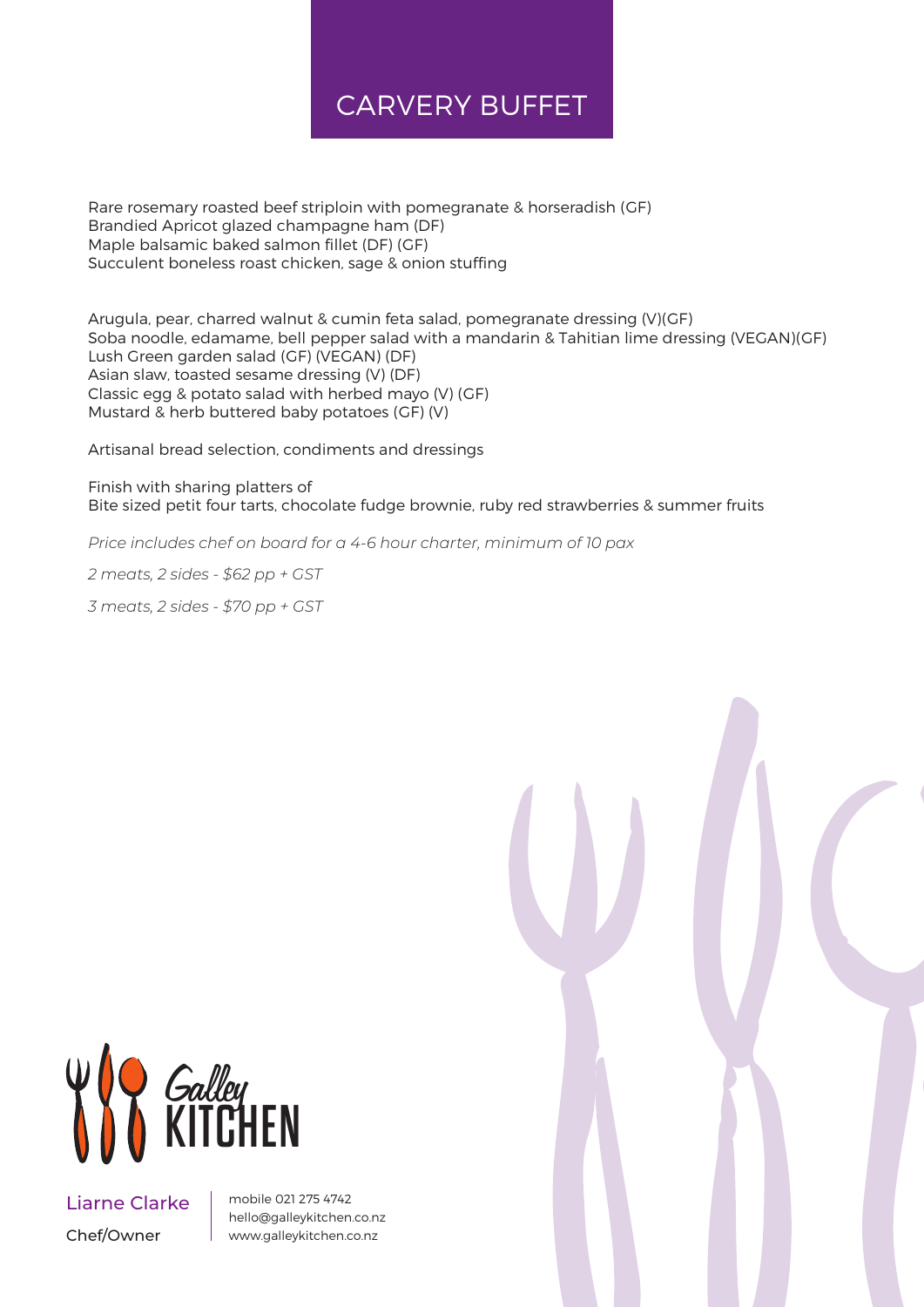# CARVERY BUFFET

Rare rosemary roasted beef striploin with pomegranate & horseradish (GF)
Brandied Apricot glazed champagne ham (DF)
Maple balsamic baked salmon fillet (DF) (GF)
Succulent boneless roast chicken, sage & onion stuffing

Arugula, pear, charred walnut & cumin feta salad, pomegranate dressing (V)(GF)
Soba noodle, edamame, bell pepper salad with a mandarin & Tahitian lime dressing (VEGAN)(GF)
Lush Green garden salad (GF) (VEGAN) (DF)
Asian slaw, toasted sesame dressing (V) (DF)
Classic egg & potato salad with herbed mayo (V) (GF)
Mustard & herb buttered baby potatoes (GF) (V)

Artisanal bread selection, condiments and dressings

Finish with sharing platters of
Bite sized petit four tarts, chocolate fudge brownie, ruby red strawberries & summer fruits

*Price includes chef on board for a 4-6 hour charter, minimum of 10 pax*

*2 meats, 2 sides - $62 pp + GST*

*3 meats, 2 sides - $70 pp + GST*

Galley KITCHEN

Liarne Clarke
Chef/Owner

mobile 021 275 4742
hello@galleykitchen.co.nz
www.galleykitchen.co.nz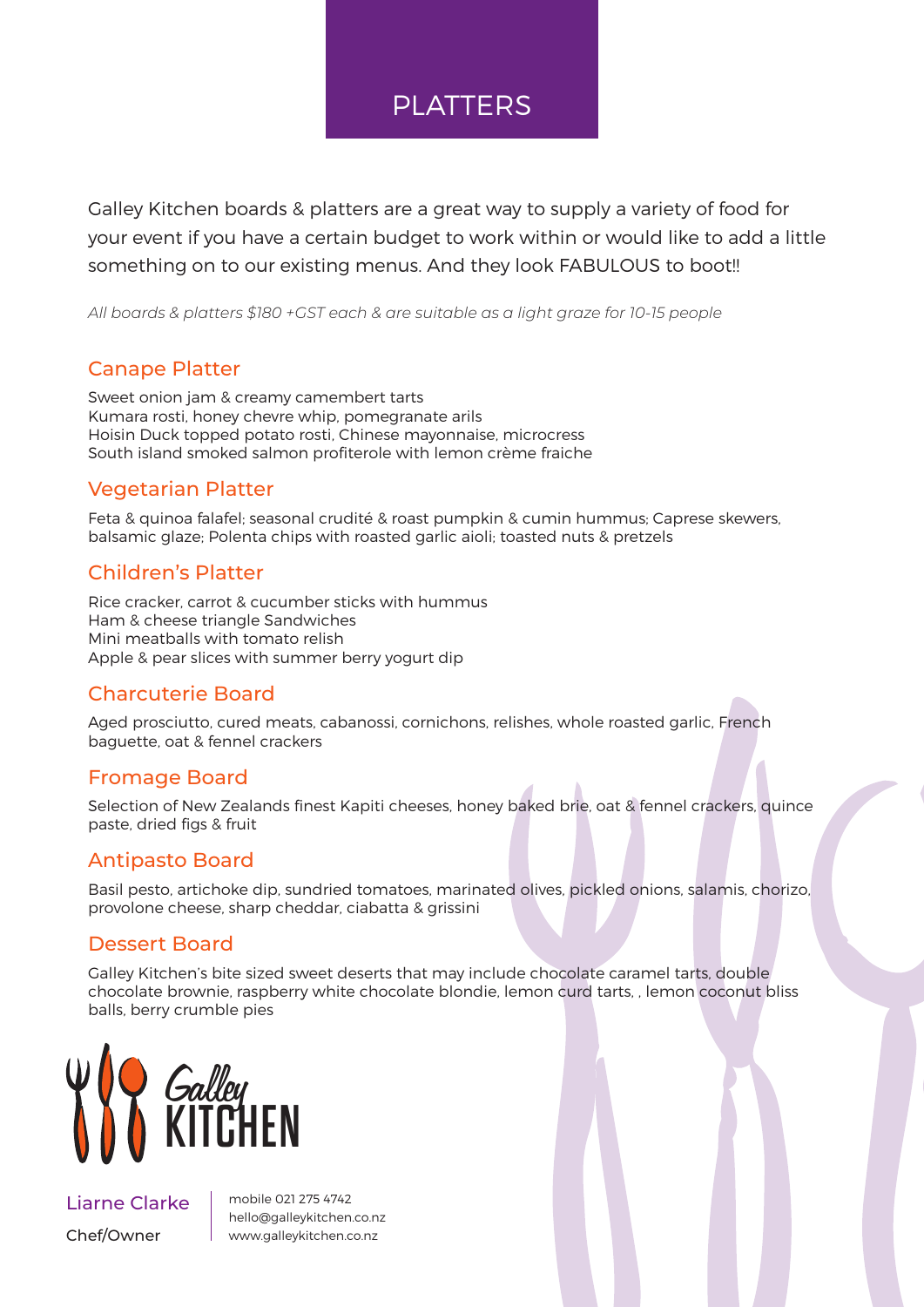# PLATTERS

Galley Kitchen boards & platters are a great way to supply a variety of food for your event if you have a certain budget to work within or would like to add a little something on to our existing menus. And they look FABULOUS to boot!!

*All boards & platters $180 +GST each & are suitable as a light graze for 10-15 people*

## Canape Platter

Sweet onion jam & creamy camembert tarts
Kumara rosti, honey chevre whip, pomegranate arils
Hoisin Duck topped potato rosti, Chinese mayonnaise, microcress
South island smoked salmon profiterole with lemon crème fraiche

## Vegetarian Platter

Feta & quinoa falafel; seasonal crudité & roast pumpkin & cumin hummus; Caprese skewers, balsamic glaze; Polenta chips with roasted garlic aioli; toasted nuts & pretzels

## Children's Platter

Rice cracker, carrot & cucumber sticks with hummus
Ham & cheese triangle Sandwiches
Mini meatballs with tomato relish
Apple & pear slices with summer berry yogurt dip

## Charcuterie Board

Aged prosciutto, cured meats, cabanossi, cornichons, relishes, whole roasted garlic, French baguette, oat & fennel crackers

## Fromage Board

Selection of New Zealands finest Kapiti cheeses, honey baked brie, oat & fennel crackers, quince paste, dried figs & fruit

## Antipasto Board

Basil pesto, artichoke dip, sundried tomatoes, marinated olives, pickled onions, salamis, chorizo, provolone cheese, sharp cheddar, ciabatta & grissini

## Dessert Board

Galley Kitchen's bite sized sweet deserts that may include chocolate caramel tarts, double chocolate brownie, raspberry white chocolate blondie, lemon curd tarts, , lemon coconut bliss balls, berry crumble pies

Galley KITCHEN

Liarne Clarke
Chef/Owner

mobile 021 275 4742
hello@galleykitchen.co.nz
www.galleykitchen.co.nz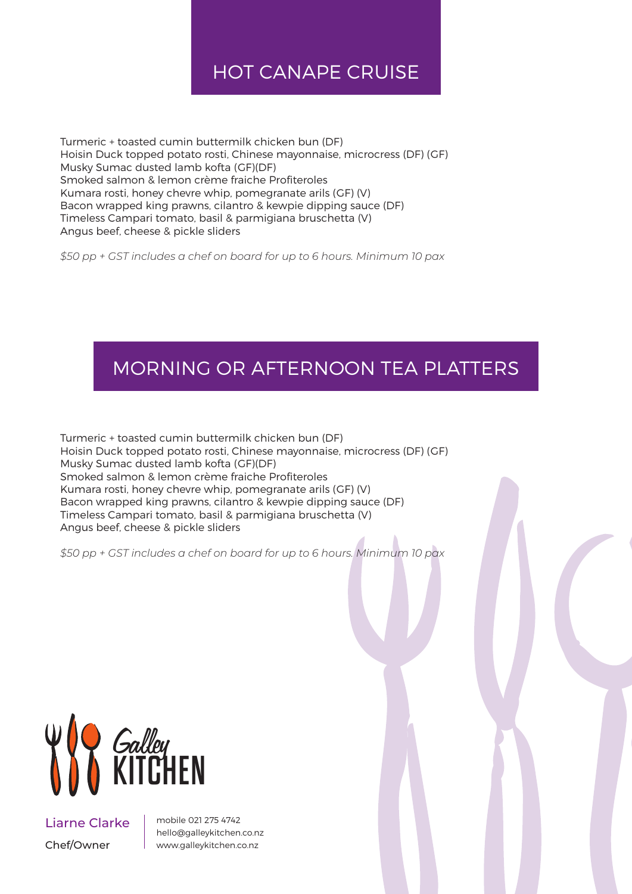# HOT CANAPE CRUISE

Turmeric + toasted cumin buttermilk chicken bun (DF)
Hoisin Duck topped potato rosti, Chinese mayonnaise, microcress (DF) (GF)
Musky Sumac dusted lamb kofta (GF)(DF)
Smoked salmon & lemon crème fraiche Profiteroles
Kumara rosti, honey chevre whip, pomegranate arils (GF) (V)
Bacon wrapped king prawns, cilantro & kewpie dipping sauce (DF)
Timeless Campari tomato, basil & parmigiana bruschetta (V)
Angus beef, cheese & pickle sliders

*$50 pp + GST includes a chef on board for up to 6 hours. Minimum 10 pax*

# MORNING OR AFTERNOON TEA PLATTERS

Turmeric + toasted cumin buttermilk chicken bun (DF)
Hoisin Duck topped potato rosti, Chinese mayonnaise, microcress (DF) (GF)
Musky Sumac dusted lamb kofta (GF)(DF)
Smoked salmon & lemon crème fraiche Profiteroles
Kumara rosti, honey chevre whip, pomegranate arils (GF) (V)
Bacon wrapped king prawns, cilantro & kewpie dipping sauce (DF)
Timeless Campari tomato, basil & parmigiana bruschetta (V)
Angus beef, cheese & pickle sliders

*$50 pp + GST includes a chef on board for up to 6 hours. Minimum 10 pax*

Galley KITCHEN

Liarne Clarke
Chef/Owner

mobile 021 275 4742
hello@galleykitchen.co.nz
www.galleykitchen.co.nz